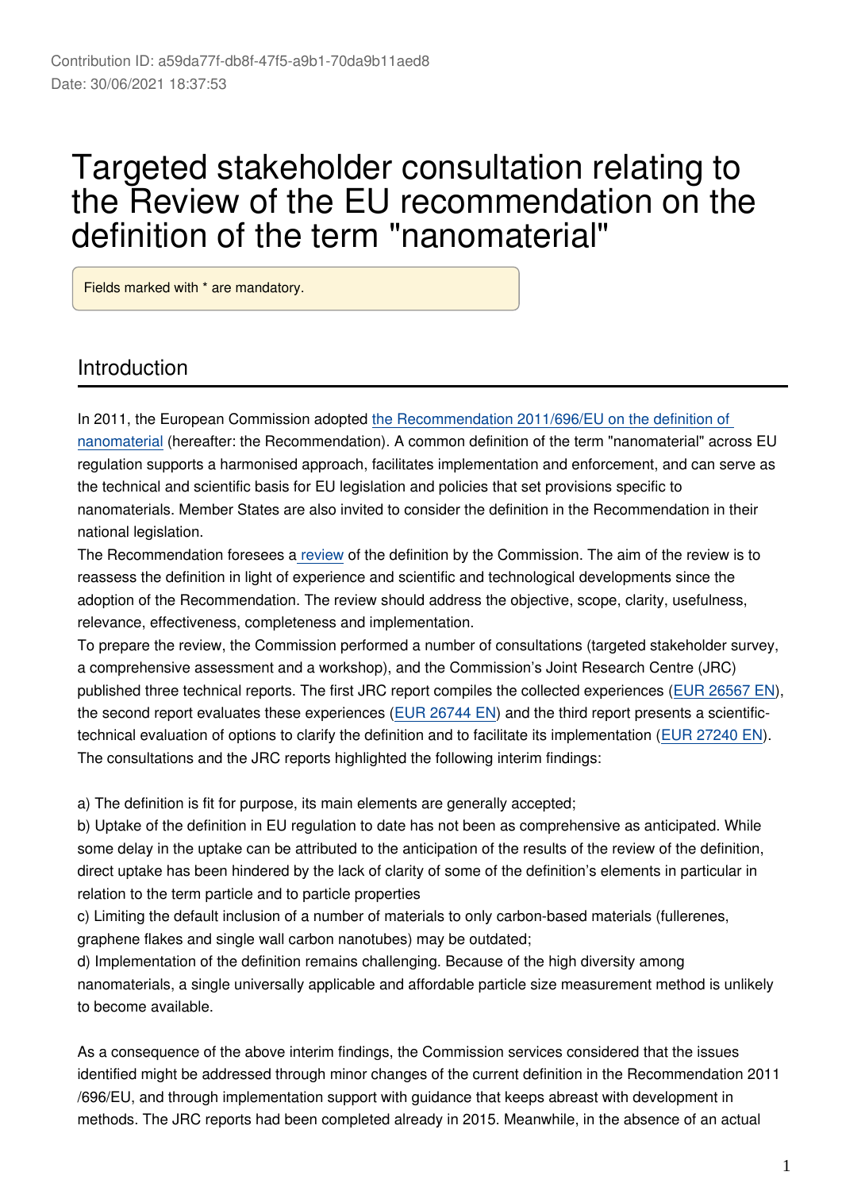Contribution ID: a59da77f-db8f-47f5-a9b1-70da9b11aed8
Date: 30/06/2021 18:37:53

# Targeted stakeholder consultation relating to the Review of the EU recommendation on the definition of the term "nanomaterial"

Fields marked with * are mandatory.

## Introduction

In 2011, the European Commission adopted the Recommendation 2011/696/EU on the definition of nanomaterial (hereafter: the Recommendation). A common definition of the term "nanomaterial" across EU regulation supports a harmonised approach, facilitates implementation and enforcement, and can serve as the technical and scientific basis for EU legislation and policies that set provisions specific to nanomaterials. Member States are also invited to consider the definition in the Recommendation in their national legislation.

The Recommendation foresees a review of the definition by the Commission. The aim of the review is to reassess the definition in light of experience and scientific and technological developments since the adoption of the Recommendation. The review should address the objective, scope, clarity, usefulness, relevance, effectiveness, completeness and implementation.

To prepare the review, the Commission performed a number of consultations (targeted stakeholder survey, a comprehensive assessment and a workshop), and the Commission's Joint Research Centre (JRC) published three technical reports. The first JRC report compiles the collected experiences (EUR 26567 EN), the second report evaluates these experiences (EUR 26744 EN) and the third report presents a scientific-technical evaluation of options to clarify the definition and to facilitate its implementation (EUR 27240 EN). The consultations and the JRC reports highlighted the following interim findings:

a) The definition is fit for purpose, its main elements are generally accepted;
b) Uptake of the definition in EU regulation to date has not been as comprehensive as anticipated. While some delay in the uptake can be attributed to the anticipation of the results of the review of the definition, direct uptake has been hindered by the lack of clarity of some of the definition's elements in particular in relation to the term particle and to particle properties
c) Limiting the default inclusion of a number of materials to only carbon-based materials (fullerenes, graphene flakes and single wall carbon nanotubes) may be outdated;
d) Implementation of the definition remains challenging. Because of the high diversity among nanomaterials, a single universally applicable and affordable particle size measurement method is unlikely to become available.

As a consequence of the above interim findings, the Commission services considered that the issues identified might be addressed through minor changes of the current definition in the Recommendation 2011/696/EU, and through implementation support with guidance that keeps abreast with development in methods. The JRC reports had been completed already in 2015. Meanwhile, in the absence of an actual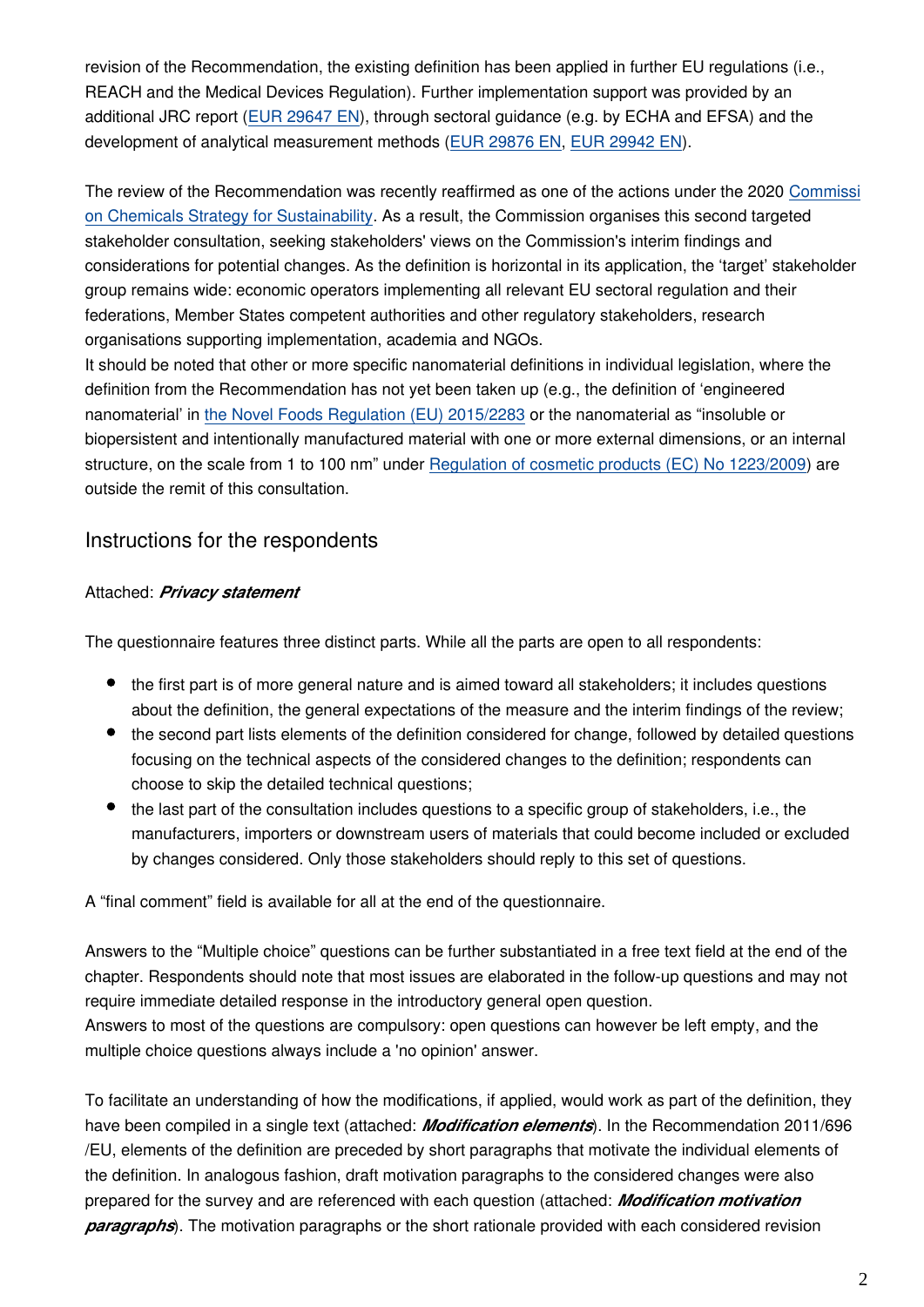revision of the Recommendation, the existing definition has been applied in further EU regulations (i.e., REACH and the Medical Devices Regulation). Further implementation support was provided by an additional JRC report (EUR 29647 EN), through sectoral guidance (e.g. by ECHA and EFSA) and the development of analytical measurement methods (EUR 29876 EN, EUR 29942 EN).

The review of the Recommendation was recently reaffirmed as one of the actions under the 2020 Commission Chemicals Strategy for Sustainability. As a result, the Commission organises this second targeted stakeholder consultation, seeking stakeholders' views on the Commission's interim findings and considerations for potential changes. As the definition is horizontal in its application, the 'target' stakeholder group remains wide: economic operators implementing all relevant EU sectoral regulation and their federations, Member States competent authorities and other regulatory stakeholders, research organisations supporting implementation, academia and NGOs.
It should be noted that other or more specific nanomaterial definitions in individual legislation, where the definition from the Recommendation has not yet been taken up (e.g., the definition of 'engineered nanomaterial' in the Novel Foods Regulation (EU) 2015/2283 or the nanomaterial as "insoluble or biopersistent and intentionally manufactured material with one or more external dimensions, or an internal structure, on the scale from 1 to 100 nm" under Regulation of cosmetic products (EC) No 1223/2009) are outside the remit of this consultation.

## Instructions for the respondents

Attached: ***Privacy statement***

The questionnaire features three distinct parts. While all the parts are open to all respondents:

- the first part is of more general nature and is aimed toward all stakeholders; it includes questions about the definition, the general expectations of the measure and the interim findings of the review;
- the second part lists elements of the definition considered for change, followed by detailed questions focusing on the technical aspects of the considered changes to the definition; respondents can choose to skip the detailed technical questions;
- the last part of the consultation includes questions to a specific group of stakeholders, i.e., the manufacturers, importers or downstream users of materials that could become included or excluded by changes considered. Only those stakeholders should reply to this set of questions.

A "final comment" field is available for all at the end of the questionnaire.

Answers to the "Multiple choice" questions can be further substantiated in a free text field at the end of the chapter. Respondents should note that most issues are elaborated in the follow-up questions and may not require immediate detailed response in the introductory general open question.
Answers to most of the questions are compulsory: open questions can however be left empty, and the multiple choice questions always include a 'no opinion' answer.

To facilitate an understanding of how the modifications, if applied, would work as part of the definition, they have been compiled in a single text (attached: ***Modification elements***). In the Recommendation 2011/696/EU, elements of the definition are preceded by short paragraphs that motivate the individual elements of the definition. In analogous fashion, draft motivation paragraphs to the considered changes were also prepared for the survey and are referenced with each question (attached: ***Modification motivation paragraphs***). The motivation paragraphs or the short rationale provided with each considered revision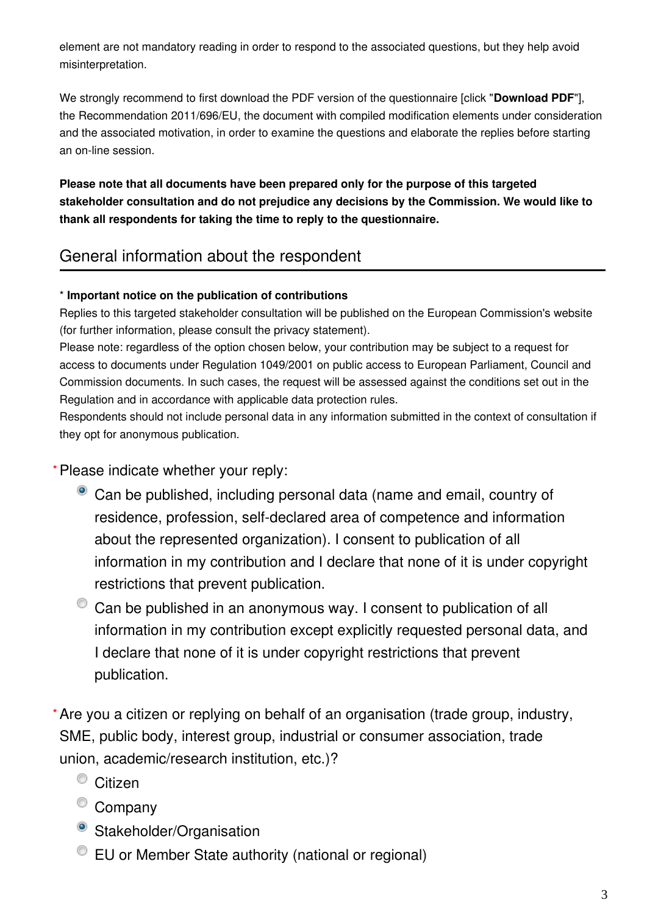element are not mandatory reading in order to respond to the associated questions, but they help avoid misinterpretation.

We strongly recommend to first download the PDF version of the questionnaire [click "**Download PDF**"], the Recommendation 2011/696/EU, the document with compiled modification elements under consideration and the associated motivation, in order to examine the questions and elaborate the replies before starting an on-line session.

**Please note that all documents have been prepared only for the purpose of this targeted stakeholder consultation and do not prejudice any decisions by the Commission. We would like to thank all respondents for taking the time to reply to the questionnaire.**

## General information about the respondent

\* **Important notice on the publication of contributions**
Replies to this targeted stakeholder consultation will be published on the European Commission's website (for further information, please consult the privacy statement).
Please note: regardless of the option chosen below, your contribution may be subject to a request for access to documents under Regulation 1049/2001 on public access to European Parliament, Council and Commission documents. In such cases, the request will be assessed against the conditions set out in the Regulation and in accordance with applicable data protection rules.
Respondents should not include personal data in any information submitted in the context of consultation if they opt for anonymous publication.

\* Please indicate whether your reply:

- ◉ Can be published, including personal data (name and email, country of residence, profession, self-declared area of competence and information about the represented organization). I consent to publication of all information in my contribution and I declare that none of it is under copyright restrictions that prevent publication.
- ○ Can be published in an anonymous way. I consent to publication of all information in my contribution except explicitly requested personal data, and I declare that none of it is under copyright restrictions that prevent publication.

\* Are you a citizen or replying on behalf of an organisation (trade group, industry, SME, public body, interest group, industrial or consumer association, trade union, academic/research institution, etc.)?

- ○ Citizen
- ○ Company
- ◉ Stakeholder/Organisation
- ○ EU or Member State authority (national or regional)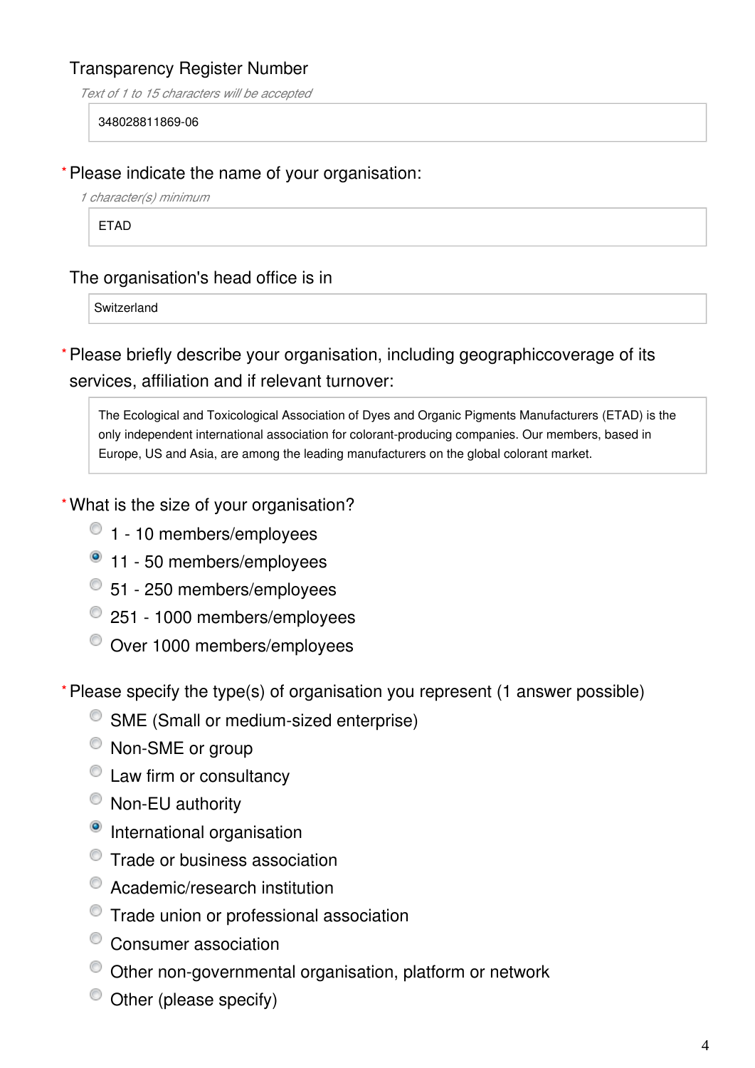Transparency Register Number

*Text of 1 to 15 characters will be accepted*

348028811869-06

\* Please indicate the name of your organisation:

*1 character(s) minimum*

ETAD

The organisation's head office is in

Switzerland

\* Please briefly describe your organisation, including geographiccoverage of its services, affiliation and if relevant turnover:

The Ecological and Toxicological Association of Dyes and Organic Pigments Manufacturers (ETAD) is the only independent international association for colorant-producing companies. Our members, based in Europe, US and Asia, are among the leading manufacturers on the global colorant market.

\* What is the size of your organisation?

- ○ 1 - 10 members/employees
- ● 11 - 50 members/employees
- ○ 51 - 250 members/employees
- ○ 251 - 1000 members/employees
- ○ Over 1000 members/employees

\* Please specify the type(s) of organisation you represent (1 answer possible)

- ○ SME (Small or medium-sized enterprise)
- ○ Non-SME or group
- ○ Law firm or consultancy
- ○ Non-EU authority
- ● International organisation
- ○ Trade or business association
- ○ Academic/research institution
- ○ Trade union or professional association
- ○ Consumer association
- ○ Other non-governmental organisation, platform or network
- ○ Other (please specify)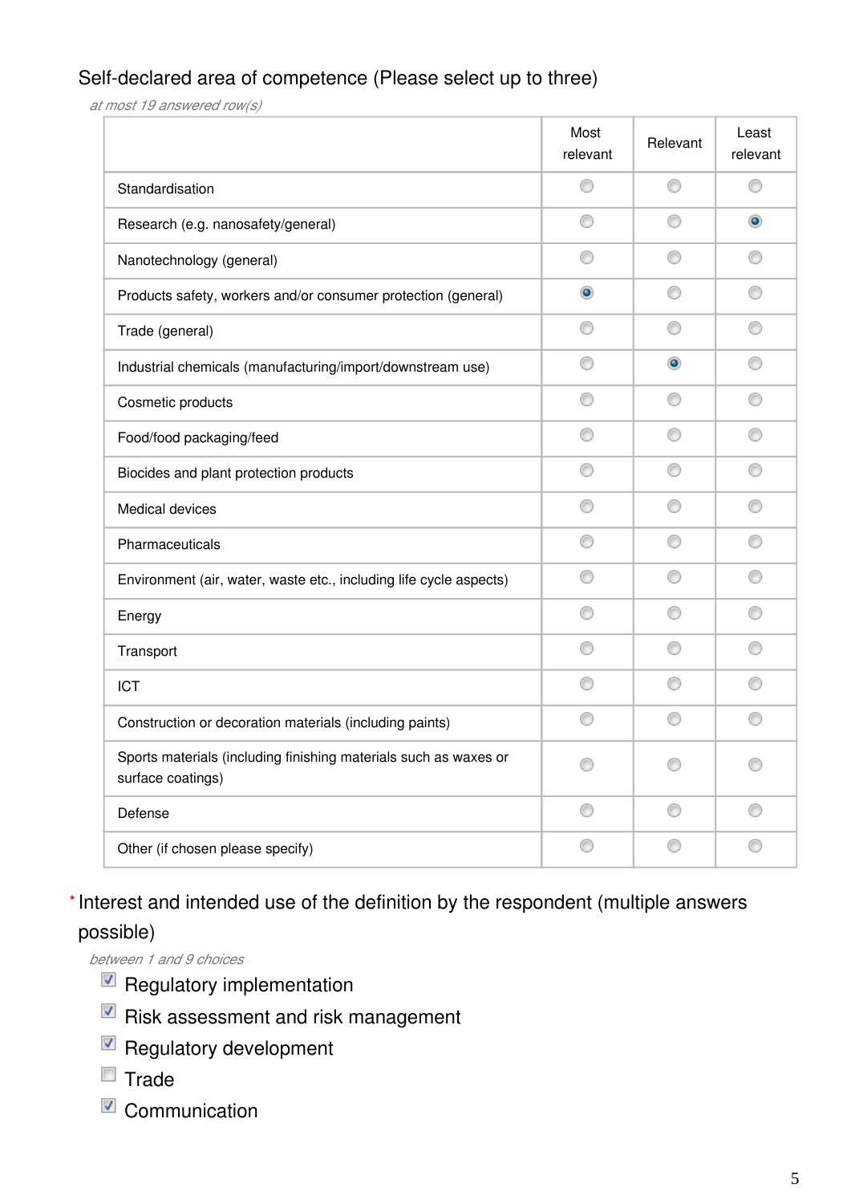Self-declared area of competence (Please select up to three)

*at most 19 answered row(s)*

| | Most relevant | Relevant | Least relevant |
|---|---|---|---|
| Standardisation | ○ | ○ | ○ |
| Research (e.g. nanosafety/general) | ○ | ○ | ● |
| Nanotechnology (general) | ○ | ○ | ○ |
| Products safety, workers and/or consumer protection (general) | ● | ○ | ○ |
| Trade (general) | ○ | ○ | ○ |
| Industrial chemicals (manufacturing/import/downstream use) | ○ | ● | ○ |
| Cosmetic products | ○ | ○ | ○ |
| Food/food packaging/feed | ○ | ○ | ○ |
| Biocides and plant protection products | ○ | ○ | ○ |
| Medical devices | ○ | ○ | ○ |
| Pharmaceuticals | ○ | ○ | ○ |
| Environment (air, water, waste etc., including life cycle aspects) | ○ | ○ | ○ |
| Energy | ○ | ○ | ○ |
| Transport | ○ | ○ | ○ |
| ICT | ○ | ○ | ○ |
| Construction or decoration materials (including paints) | ○ | ○ | ○ |
| Sports materials (including finishing materials such as waxes or surface coatings) | ○ | ○ | ○ |
| Defense | ○ | ○ | ○ |
| Other (if chosen please specify) | ○ | ○ | ○ |

\* Interest and intended use of the definition by the respondent (multiple answers possible)

*between 1 and 9 choices*

- [x] Regulatory implementation
- [x] Risk assessment and risk management
- [x] Regulatory development
- [ ] Trade
- [x] Communication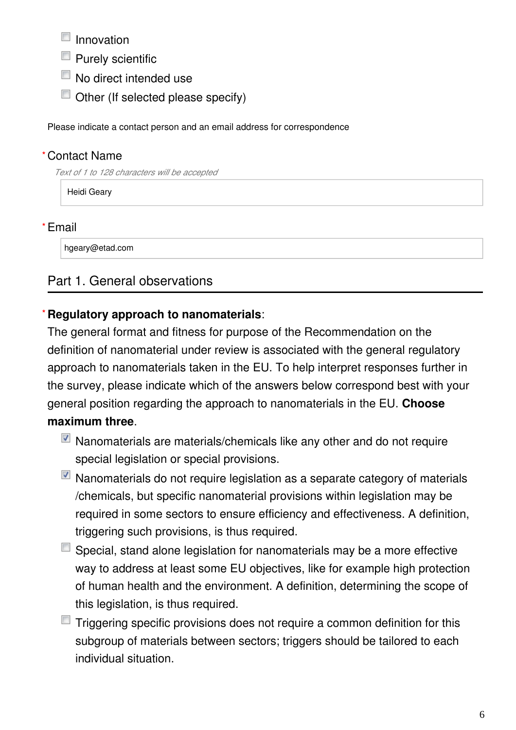- [ ] Innovation
- [ ] Purely scientific
- [ ] No direct intended use
- [ ] Other (If selected please specify)

Please indicate a contact person and an email address for correspondence

\* Contact Name

*Text of 1 to 128 characters will be accepted*

Heidi Geary

\* Email

hgeary@etad.com

## Part 1. General observations

\* **Regulatory approach to nanomaterials**:

The general format and fitness for purpose of the Recommendation on the definition of nanomaterial under review is associated with the general regulatory approach to nanomaterials taken in the EU. To help interpret responses further in the survey, please indicate which of the answers below correspond best with your general position regarding the approach to nanomaterials in the EU. **Choose maximum three**.

- [x] Nanomaterials are materials/chemicals like any other and do not require special legislation or special provisions.
- [x] Nanomaterials do not require legislation as a separate category of materials /chemicals, but specific nanomaterial provisions within legislation may be required in some sectors to ensure efficiency and effectiveness. A definition, triggering such provisions, is thus required.
- [ ] Special, stand alone legislation for nanomaterials may be a more effective way to address at least some EU objectives, like for example high protection of human health and the environment. A definition, determining the scope of this legislation, is thus required.
- [ ] Triggering specific provisions does not require a common definition for this subgroup of materials between sectors; triggers should be tailored to each individual situation.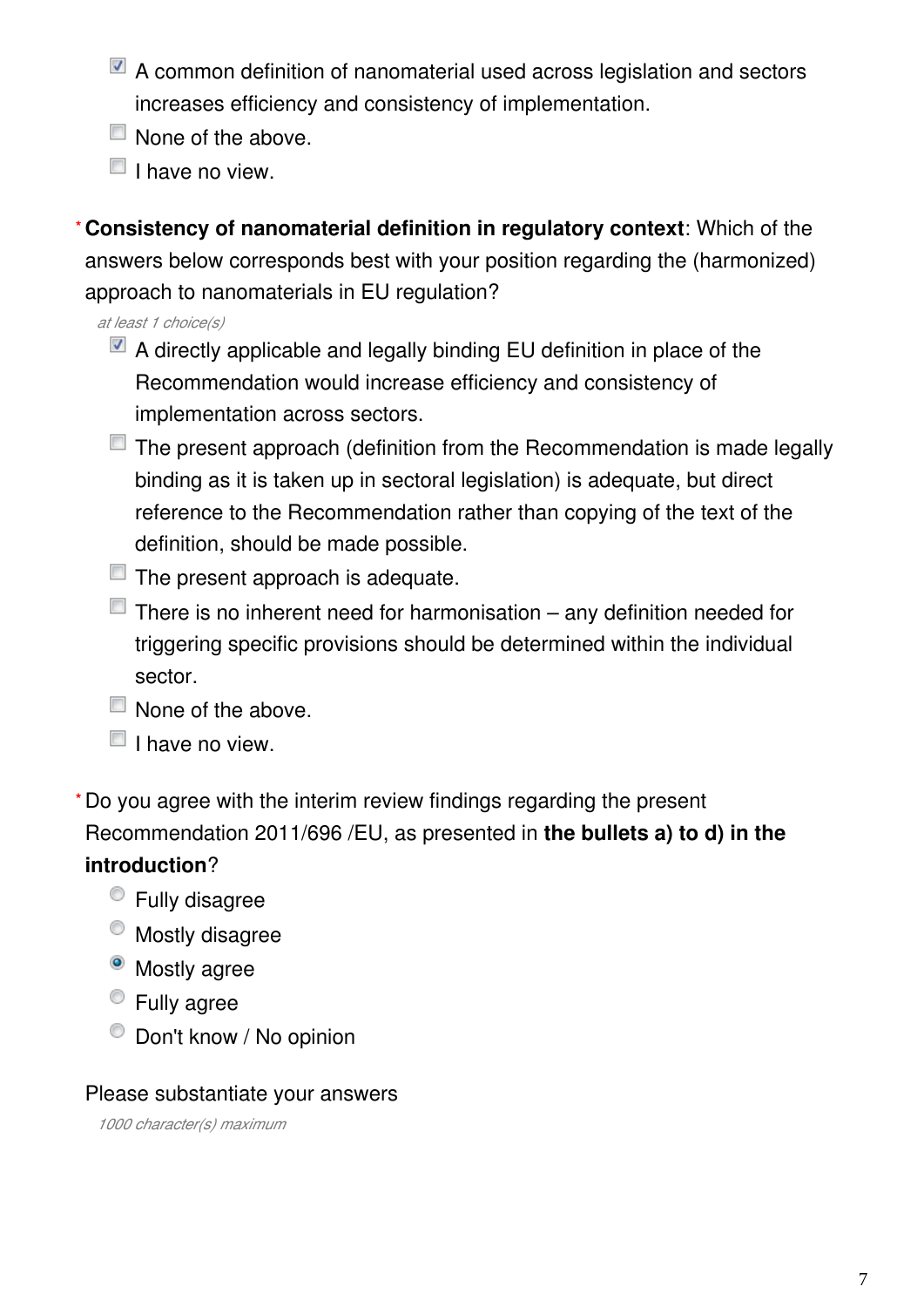- [x] A common definition of nanomaterial used across legislation and sectors increases efficiency and consistency of implementation.
- [ ] None of the above.
- [ ] I have no view.

\* **Consistency of nanomaterial definition in regulatory context**: Which of the answers below corresponds best with your position regarding the (harmonized) approach to nanomaterials in EU regulation?

*at least 1 choice(s)*

- [x] A directly applicable and legally binding EU definition in place of the Recommendation would increase efficiency and consistency of implementation across sectors.
- [ ] The present approach (definition from the Recommendation is made legally binding as it is taken up in sectoral legislation) is adequate, but direct reference to the Recommendation rather than copying of the text of the definition, should be made possible.
- [ ] The present approach is adequate.
- [ ] There is no inherent need for harmonisation – any definition needed for triggering specific provisions should be determined within the individual sector.
- [ ] None of the above.
- [ ] I have no view.

\* Do you agree with the interim review findings regarding the present Recommendation 2011/696 /EU, as presented in **the bullets a) to d) in the introduction**?

- ( ) Fully disagree
- ( ) Mostly disagree
- (•) Mostly agree
- ( ) Fully agree
- ( ) Don't know / No opinion

Please substantiate your answers

*1000 character(s) maximum*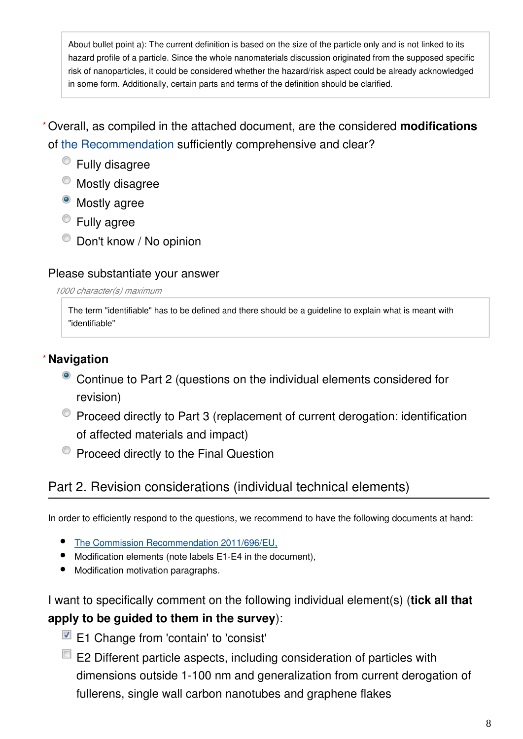> About bullet point a): The current definition is based on the size of the particle only and is not linked to its hazard profile of a particle. Since the whole nanomaterials discussion originated from the supposed specific risk of nanoparticles, it could be considered whether the hazard/risk aspect could be already acknowledged in some form. Additionally, certain parts and terms of the definition should be clarified.

\* Overall, as compiled in the attached document, are the considered **modifications** of the Recommendation sufficiently comprehensive and clear?

- ○ Fully disagree
- ○ Mostly disagree
- ● Mostly agree
- ○ Fully agree
- ○ Don't know / No opinion

Please substantiate your answer

*1000 character(s) maximum*

> The term "identifiable" has to be defined and there should be a guideline to explain what is meant with "identifiable"

\* **Navigation**

- ● Continue to Part 2 (questions on the individual elements considered for revision)
- ○ Proceed directly to Part 3 (replacement of current derogation: identification of affected materials and impact)
- ○ Proceed directly to the Final Question

## Part 2. Revision considerations (individual technical elements)

In order to efficiently respond to the questions, we recommend to have the following documents at hand:

- The Commission Recommendation 2011/696/EU,
- Modification elements (note labels E1-E4 in the document),
- Modification motivation paragraphs.

I want to specifically comment on the following individual element(s) (**tick all that apply to be guided to them in the survey**):

- [x] E1 Change from 'contain' to 'consist'
- [ ] E2 Different particle aspects, including consideration of particles with dimensions outside 1-100 nm and generalization from current derogation of fullerens, single wall carbon nanotubes and graphene flakes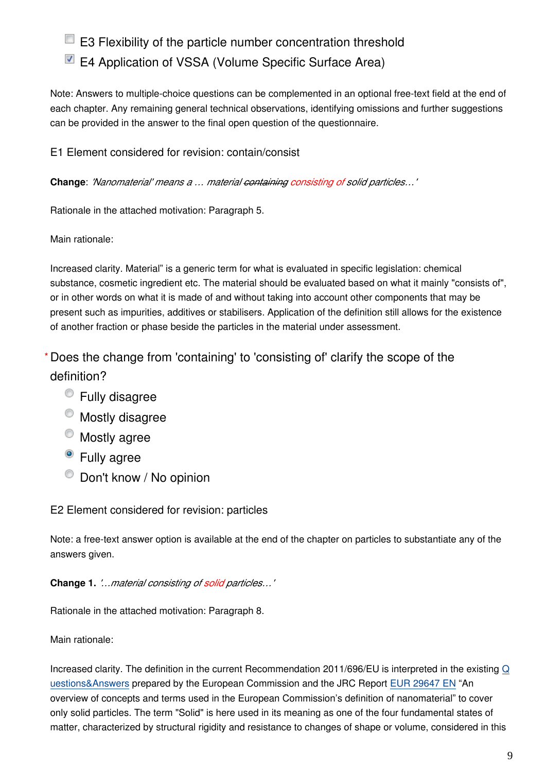- [ ] E3 Flexibility of the particle number concentration threshold
- [x] E4 Application of VSSA (Volume Specific Surface Area)

Note: Answers to multiple-choice questions can be complemented in an optional free-text field at the end of each chapter. Any remaining general technical observations, identifying omissions and further suggestions can be provided in the answer to the final open question of the questionnaire.

E1 Element considered for revision: contain/consist

**Change**: *'Nanomaterial' means a … material ~~containing~~ consisting of solid particles…'*

Rationale in the attached motivation: Paragraph 5.

Main rationale:

Increased clarity. Material" is a generic term for what is evaluated in specific legislation: chemical substance, cosmetic ingredient etc. The material should be evaluated based on what it mainly "consists of", or in other words on what it is made of and without taking into account other components that may be present such as impurities, additives or stabilisers. Application of the definition still allows for the existence of another fraction or phase beside the particles in the material under assessment.

\* Does the change from 'containing' to 'consisting of' clarify the scope of the definition?

- ( ) Fully disagree
- ( ) Mostly disagree
- ( ) Mostly agree
- (x) Fully agree
- ( ) Don't know / No opinion

E2 Element considered for revision: particles

Note: a free-text answer option is available at the end of the chapter on particles to substantiate any of the answers given.

**Change 1.** *'…material consisting of solid particles…'*

Rationale in the attached motivation: Paragraph 8.

Main rationale:

Increased clarity. The definition in the current Recommendation 2011/696/EU is interpreted in the existing Questions&Answers prepared by the European Commission and the JRC Report EUR 29647 EN "An overview of concepts and terms used in the European Commission's definition of nanomaterial" to cover only solid particles. The term "Solid" is here used in its meaning as one of the four fundamental states of matter, characterized by structural rigidity and resistance to changes of shape or volume, considered in this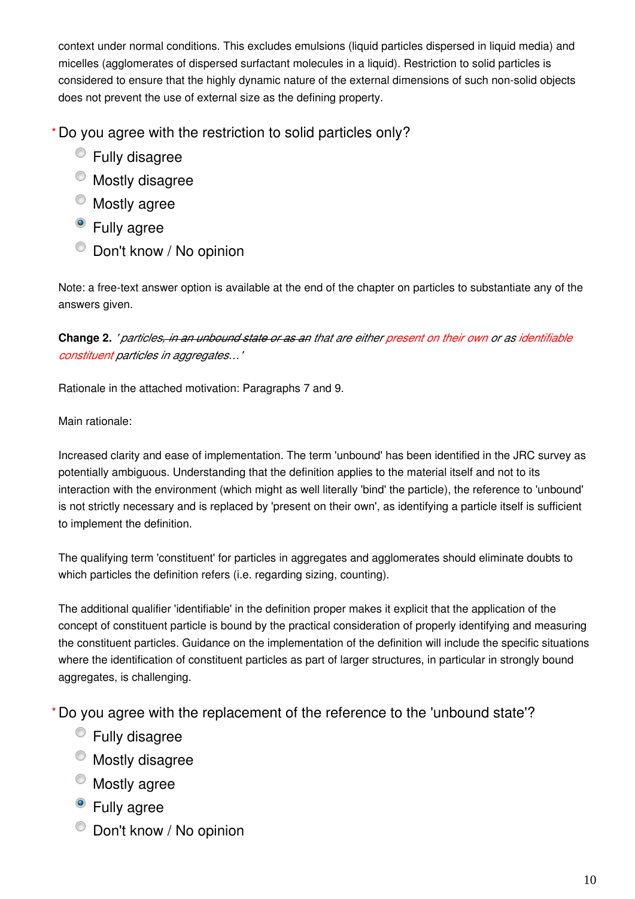context under normal conditions. This excludes emulsions (liquid particles dispersed in liquid media) and micelles (agglomerates of dispersed surfactant molecules in a liquid). Restriction to solid particles is considered to ensure that the highly dynamic nature of the external dimensions of such non-solid objects does not prevent the use of external size as the defining property.

\* Do you agree with the restriction to solid particles only?

- ○ Fully disagree
- ○ Mostly disagree
- ○ Mostly agree
- ◉ Fully agree
- ○ Don't know / No opinion

Note: a free-text answer option is available at the end of the chapter on particles to substantiate any of the answers given.

**Change 2.** *'particles~~, in an unbound state or as an~~ that are either present on their own or as identifiable constituent particles in aggregates…'*

Rationale in the attached motivation: Paragraphs 7 and 9.

Main rationale:

Increased clarity and ease of implementation. The term 'unbound' has been identified in the JRC survey as potentially ambiguous. Understanding that the definition applies to the material itself and not to its interaction with the environment (which might as well literally 'bind' the particle), the reference to 'unbound' is not strictly necessary and is replaced by 'present on their own', as identifying a particle itself is sufficient to implement the definition.

The qualifying term 'constituent' for particles in aggregates and agglomerates should eliminate doubts to which particles the definition refers (i.e. regarding sizing, counting).

The additional qualifier 'identifiable' in the definition proper makes it explicit that the application of the concept of constituent particle is bound by the practical consideration of properly identifying and measuring the constituent particles. Guidance on the implementation of the definition will include the specific situations where the identification of constituent particles as part of larger structures, in particular in strongly bound aggregates, is challenging.

\* Do you agree with the replacement of the reference to the 'unbound state'?

- ○ Fully disagree
- ○ Mostly disagree
- ○ Mostly agree
- ◉ Fully agree
- ○ Don't know / No opinion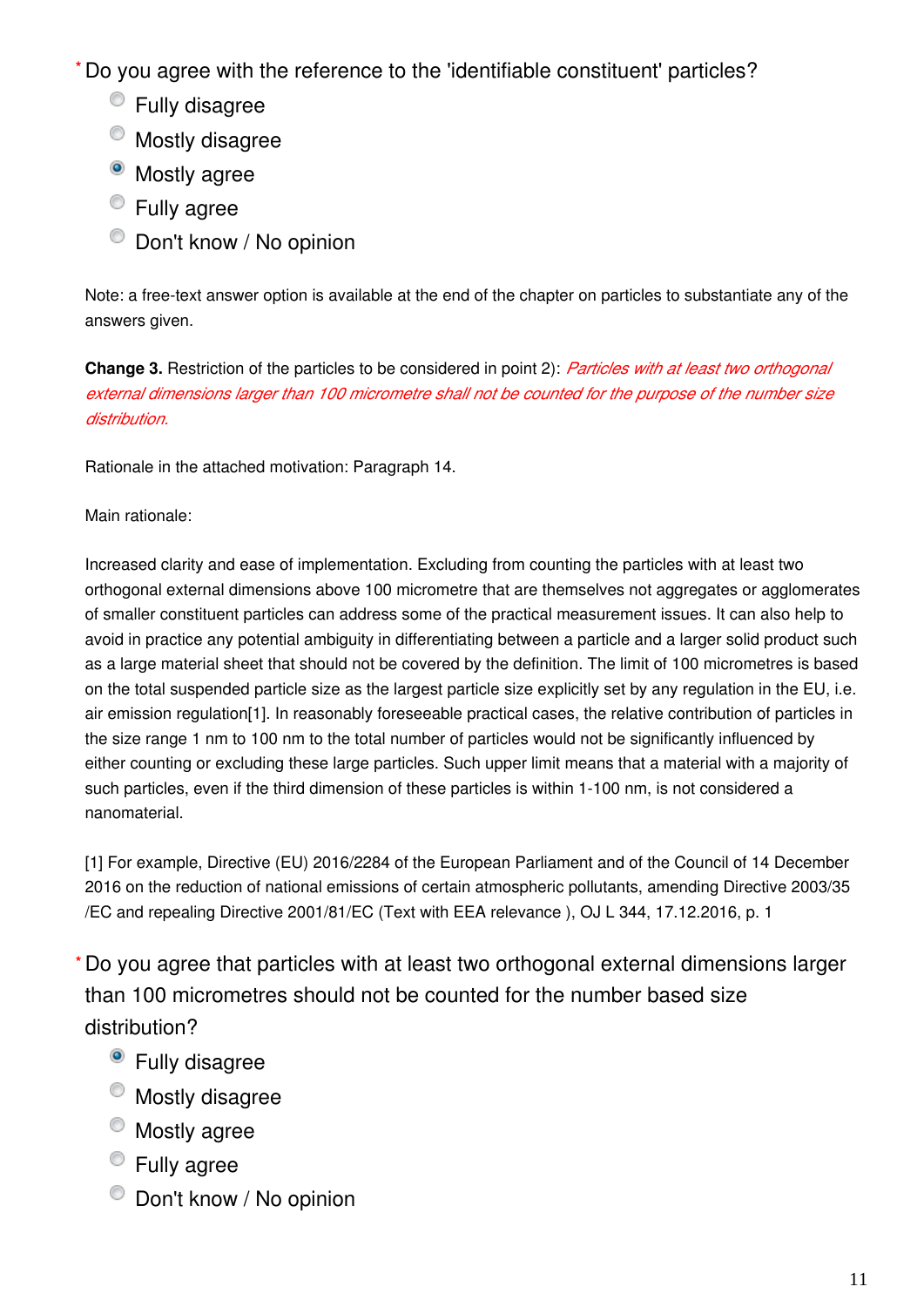\* Do you agree with the reference to the 'identifiable constituent' particles?

- ○ Fully disagree
- ○ Mostly disagree
- ● Mostly agree
- ○ Fully agree
- ○ Don't know / No opinion

Note: a free-text answer option is available at the end of the chapter on particles to substantiate any of the answers given.

**Change 3.** Restriction of the particles to be considered in point 2): *Particles with at least two orthogonal external dimensions larger than 100 micrometre shall not be counted for the purpose of the number size distribution.*

Rationale in the attached motivation: Paragraph 14.

Main rationale:

Increased clarity and ease of implementation. Excluding from counting the particles with at least two orthogonal external dimensions above 100 micrometre that are themselves not aggregates or agglomerates of smaller constituent particles can address some of the practical measurement issues. It can also help to avoid in practice any potential ambiguity in differentiating between a particle and a larger solid product such as a large material sheet that should not be covered by the definition. The limit of 100 micrometres is based on the total suspended particle size as the largest particle size explicitly set by any regulation in the EU, i.e. air emission regulation[1]. In reasonably foreseeable practical cases, the relative contribution of particles in the size range 1 nm to 100 nm to the total number of particles would not be significantly influenced by either counting or excluding these large particles. Such upper limit means that a material with a majority of such particles, even if the third dimension of these particles is within 1-100 nm, is not considered a nanomaterial.

[1] For example, Directive (EU) 2016/2284 of the European Parliament and of the Council of 14 December 2016 on the reduction of national emissions of certain atmospheric pollutants, amending Directive 2003/35/EC and repealing Directive 2001/81/EC (Text with EEA relevance ), OJ L 344, 17.12.2016, p. 1

\* Do you agree that particles with at least two orthogonal external dimensions larger than 100 micrometres should not be counted for the number based size distribution?

- ● Fully disagree
- ○ Mostly disagree
- ○ Mostly agree
- ○ Fully agree
- ○ Don't know / No opinion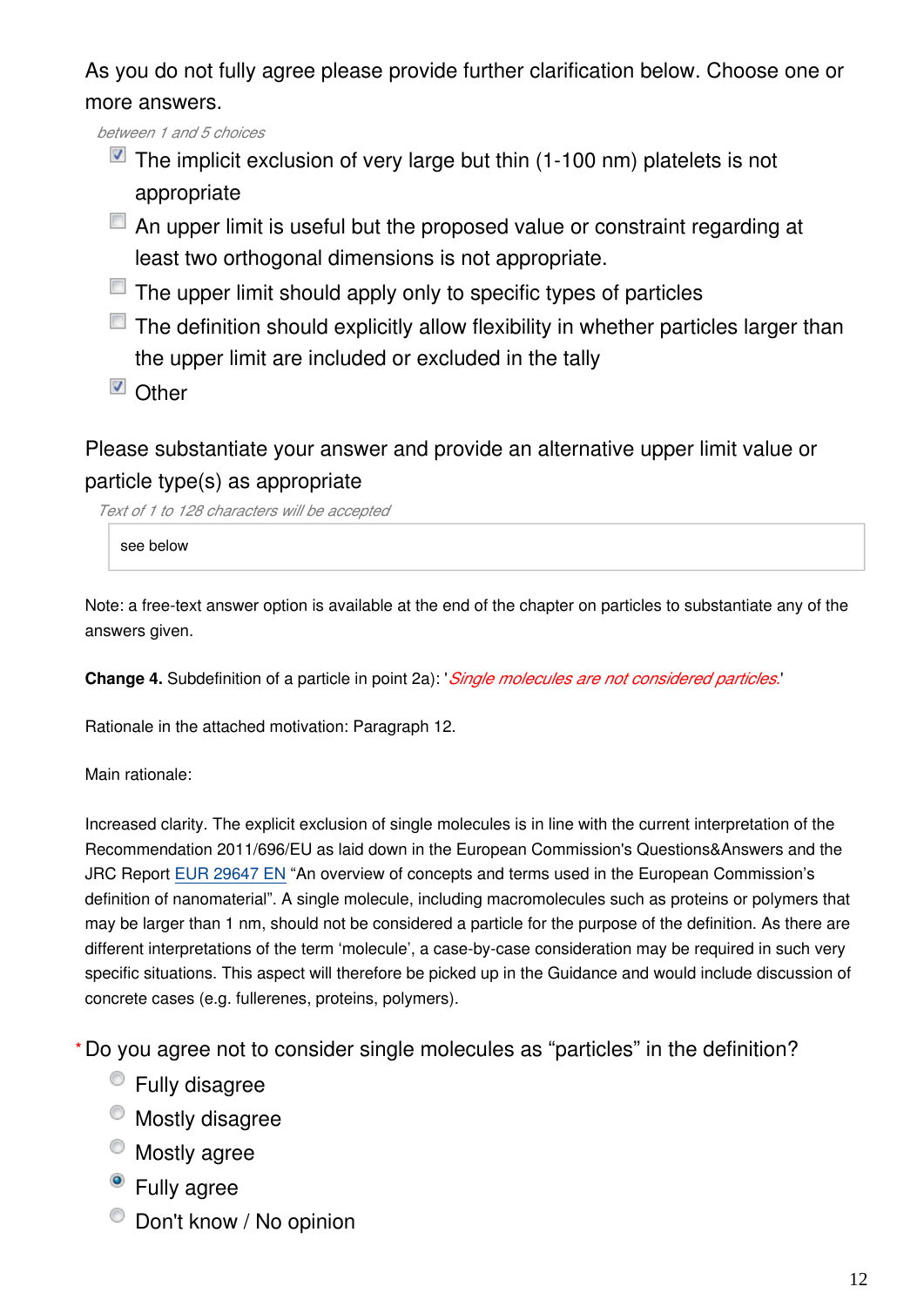As you do not fully agree please provide further clarification below. Choose one or more answers.

*between 1 and 5 choices*

- [x] The implicit exclusion of very large but thin (1-100 nm) platelets is not appropriate
- [ ] An upper limit is useful but the proposed value or constraint regarding at least two orthogonal dimensions is not appropriate.
- [ ] The upper limit should apply only to specific types of particles
- [ ] The definition should explicitly allow flexibility in whether particles larger than the upper limit are included or excluded in the tally
- [x] Other

Please substantiate your answer and provide an alternative upper limit value or particle type(s) as appropriate

*Text of 1 to 128 characters will be accepted*

see below

Note: a free-text answer option is available at the end of the chapter on particles to substantiate any of the answers given.

**Change 4.** Subdefinition of a particle in point 2a): '*Single molecules are not considered particles.*'

Rationale in the attached motivation: Paragraph 12.

Main rationale:

Increased clarity. The explicit exclusion of single molecules is in line with the current interpretation of the Recommendation 2011/696/EU as laid down in the European Commission's Questions&Answers and the JRC Report EUR 29647 EN "An overview of concepts and terms used in the European Commission's definition of nanomaterial". A single molecule, including macromolecules such as proteins or polymers that may be larger than 1 nm, should not be considered a particle for the purpose of the definition. As there are different interpretations of the term 'molecule', a case-by-case consideration may be required in such very specific situations. This aspect will therefore be picked up in the Guidance and would include discussion of concrete cases (e.g. fullerenes, proteins, polymers).

\* Do you agree not to consider single molecules as "particles" in the definition?

- ○ Fully disagree
- ○ Mostly disagree
- ○ Mostly agree
- ● Fully agree
- ○ Don't know / No opinion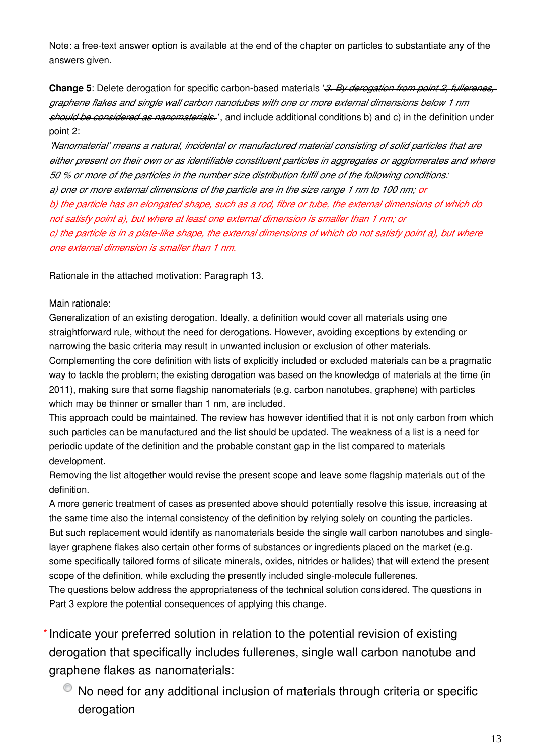Note: a free-text answer option is available at the end of the chapter on particles to substantiate any of the answers given.

**Change 5**: Delete derogation for specific carbon-based materials '~~*3. By derogation from point 2, fullerenes, graphene flakes and single wall carbon nanotubes with one or more external dimensions below 1 nm should be considered as nanomaterials.*~~' , and include additional conditions b) and c) in the definition under point 2:

*'Nanomaterial' means a natural, incidental or manufactured material consisting of solid particles that are either present on their own or as identifiable constituent particles in aggregates or agglomerates and where 50 % or more of the particles in the number size distribution fulfil one of the following conditions:*
*a) one or more external dimensions of the particle are in the size range 1 nm to 100 nm; or*
*b) the particle has an elongated shape, such as a rod, fibre or tube, the external dimensions of which do not satisfy point a), but where at least one external dimension is smaller than 1 nm; or*
*c) the particle is in a plate-like shape, the external dimensions of which do not satisfy point a), but where one external dimension is smaller than 1 nm.*

Rationale in the attached motivation: Paragraph 13.

Main rationale:
Generalization of an existing derogation. Ideally, a definition would cover all materials using one straightforward rule, without the need for derogations. However, avoiding exceptions by extending or narrowing the basic criteria may result in unwanted inclusion or exclusion of other materials.
Complementing the core definition with lists of explicitly included or excluded materials can be a pragmatic way to tackle the problem; the existing derogation was based on the knowledge of materials at the time (in 2011), making sure that some flagship nanomaterials (e.g. carbon nanotubes, graphene) with particles which may be thinner or smaller than 1 nm, are included.
This approach could be maintained. The review has however identified that it is not only carbon from which such particles can be manufactured and the list should be updated. The weakness of a list is a need for periodic update of the definition and the probable constant gap in the list compared to materials development.
Removing the list altogether would revise the present scope and leave some flagship materials out of the definition.
A more generic treatment of cases as presented above should potentially resolve this issue, increasing at the same time also the internal consistency of the definition by relying solely on counting the particles.
But such replacement would identify as nanomaterials beside the single wall carbon nanotubes and single-layer graphene flakes also certain other forms of substances or ingredients placed on the market (e.g. some specifically tailored forms of silicate minerals, oxides, nitrides or halides) that will extend the present scope of the definition, while excluding the presently included single-molecule fullerenes.
The questions below address the appropriateness of the technical solution considered. The questions in Part 3 explore the potential consequences of applying this change.

\* Indicate your preferred solution in relation to the potential revision of existing derogation that specifically includes fullerenes, single wall carbon nanotube and graphene flakes as nanomaterials:

- ◯ No need for any additional inclusion of materials through criteria or specific derogation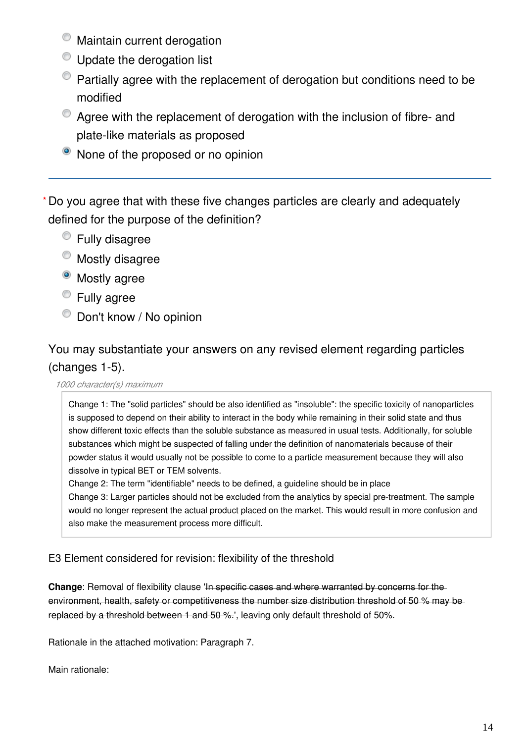- ○ Maintain current derogation
- ○ Update the derogation list
- ○ Partially agree with the replacement of derogation but conditions need to be modified
- ○ Agree with the replacement of derogation with the inclusion of fibre- and plate-like materials as proposed
- ● None of the proposed or no opinion

---

\* Do you agree that with these five changes particles are clearly and adequately defined for the purpose of the definition?

- ○ Fully disagree
- ○ Mostly disagree
- ● Mostly agree
- ○ Fully agree
- ○ Don't know / No opinion

You may substantiate your answers on any revised element regarding particles (changes 1-5).

*1000 character(s) maximum*

> Change 1: The "solid particles" should be also identified as "insoluble": the specific toxicity of nanoparticles is supposed to depend on their ability to interact in the body while remaining in their solid state and thus show different toxic effects than the soluble substance as measured in usual tests. Additionally, for soluble substances which might be suspected of falling under the definition of nanomaterials because of their powder status it would usually not be possible to come to a particle measurement because they will also dissolve in typical BET or TEM solvents.
> Change 2: The term "identifiable" needs to be defined, a guideline should be in place
> Change 3: Larger particles should not be excluded from the analytics by special pre-treatment. The sample would no longer represent the actual product placed on the market. This would result in more confusion and also make the measurement process more difficult.

E3 Element considered for revision: flexibility of the threshold

**Change**: Removal of flexibility clause '~~In specific cases and where warranted by concerns for the environment, health, safety or competitiveness the number size distribution threshold of 50 % may be replaced by a threshold between 1 and 50 %.~~', leaving only default threshold of 50%.

Rationale in the attached motivation: Paragraph 7.

Main rationale: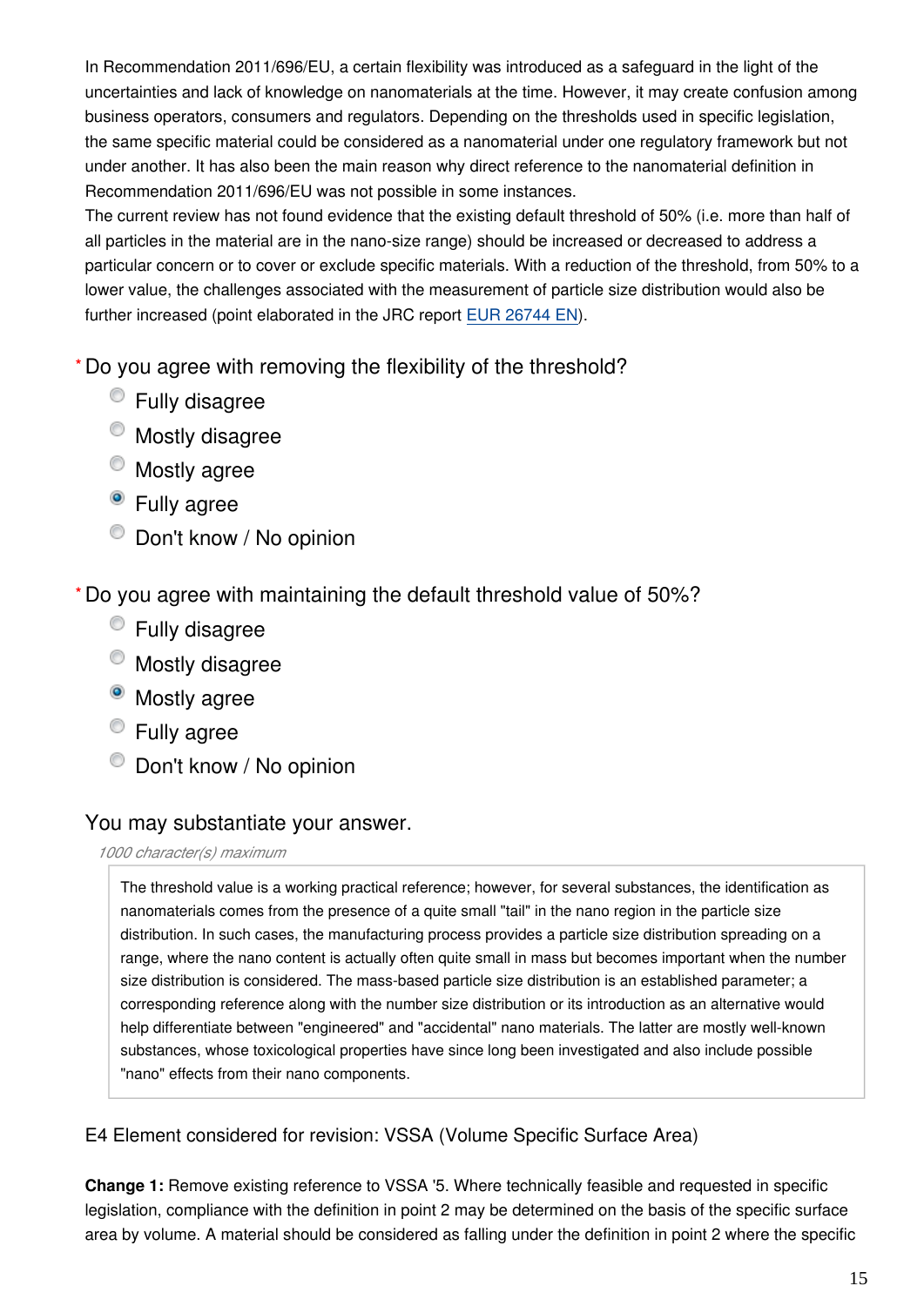In Recommendation 2011/696/EU, a certain flexibility was introduced as a safeguard in the light of the uncertainties and lack of knowledge on nanomaterials at the time. However, it may create confusion among business operators, consumers and regulators. Depending on the thresholds used in specific legislation, the same specific material could be considered as a nanomaterial under one regulatory framework but not under another. It has also been the main reason why direct reference to the nanomaterial definition in Recommendation 2011/696/EU was not possible in some instances.
The current review has not found evidence that the existing default threshold of 50% (i.e. more than half of all particles in the material are in the nano-size range) should be increased or decreased to address a particular concern or to cover or exclude specific materials. With a reduction of the threshold, from 50% to a lower value, the challenges associated with the measurement of particle size distribution would also be further increased (point elaborated in the JRC report EUR 26744 EN).

*Do you agree with removing the flexibility of the threshold?

- Fully disagree
- Mostly disagree
- Mostly agree
- **Fully agree** (selected)
- Don't know / No opinion

*Do you agree with maintaining the default threshold value of 50%?

- Fully disagree
- Mostly disagree
- **Mostly agree** (selected)
- Fully agree
- Don't know / No opinion

You may substantiate your answer.

*1000 character(s) maximum*

> The threshold value is a working practical reference; however, for several substances, the identification as nanomaterials comes from the presence of a quite small "tail" in the nano region in the particle size distribution. In such cases, the manufacturing process provides a particle size distribution spreading on a range, where the nano content is actually often quite small in mass but becomes important when the number size distribution is considered. The mass-based particle size distribution is an established parameter; a corresponding reference along with the number size distribution or its introduction as an alternative would help differentiate between "engineered" and "accidental" nano materials. The latter are mostly well-known substances, whose toxicological properties have since long been investigated and also include possible "nano" effects from their nano components.

E4 Element considered for revision: VSSA (Volume Specific Surface Area)

**Change 1:** Remove existing reference to VSSA '5. Where technically feasible and requested in specific legislation, compliance with the definition in point 2 may be determined on the basis of the specific surface area by volume. A material should be considered as falling under the definition in point 2 where the specific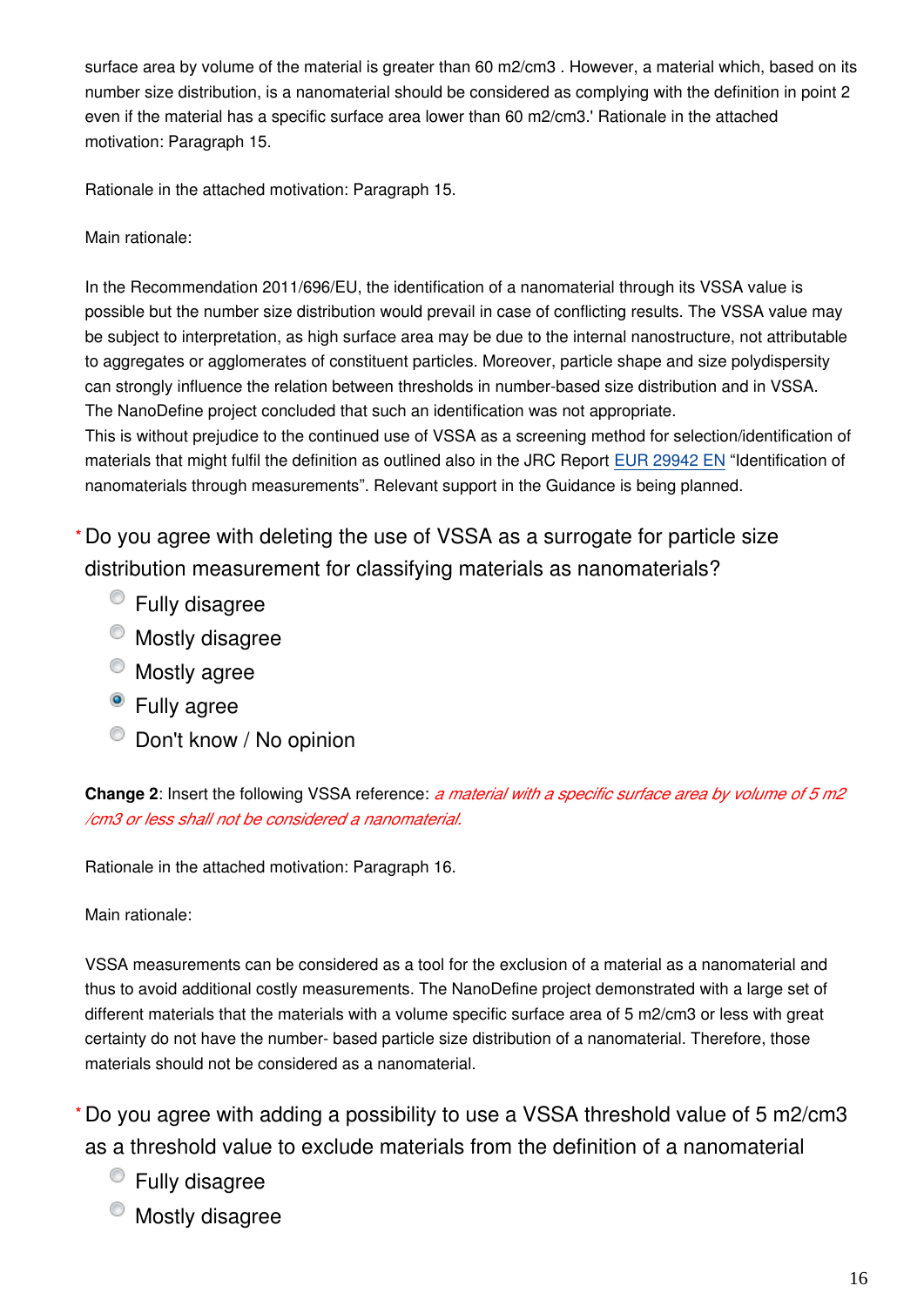surface area by volume of the material is greater than 60 m2/cm3 . However, a material which, based on its number size distribution, is a nanomaterial should be considered as complying with the definition in point 2 even if the material has a specific surface area lower than 60 m2/cm3.' Rationale in the attached motivation: Paragraph 15.

Rationale in the attached motivation: Paragraph 15.

Main rationale:

In the Recommendation 2011/696/EU, the identification of a nanomaterial through its VSSA value is possible but the number size distribution would prevail in case of conflicting results. The VSSA value may be subject to interpretation, as high surface area may be due to the internal nanostructure, not attributable to aggregates or agglomerates of constituent particles. Moreover, particle shape and size polydispersity can strongly influence the relation between thresholds in number-based size distribution and in VSSA. The NanoDefine project concluded that such an identification was not appropriate.
This is without prejudice to the continued use of VSSA as a screening method for selection/identification of materials that might fulfil the definition as outlined also in the JRC Report EUR 29942 EN "Identification of nanomaterials through measurements". Relevant support in the Guidance is being planned.

\* Do you agree with deleting the use of VSSA as a surrogate for particle size distribution measurement for classifying materials as nanomaterials?

- ○ Fully disagree
- ○ Mostly disagree
- ○ Mostly agree
- ● Fully agree
- ○ Don't know / No opinion

**Change 2**: Insert the following VSSA reference: *a material with a specific surface area by volume of 5 m2/cm3 or less shall not be considered a nanomaterial.*

Rationale in the attached motivation: Paragraph 16.

Main rationale:

VSSA measurements can be considered as a tool for the exclusion of a material as a nanomaterial and thus to avoid additional costly measurements. The NanoDefine project demonstrated with a large set of different materials that the materials with a volume specific surface area of 5 m2/cm3 or less with great certainty do not have the number- based particle size distribution of a nanomaterial. Therefore, those materials should not be considered as a nanomaterial.

\* Do you agree with adding a possibility to use a VSSA threshold value of 5 m2/cm3 as a threshold value to exclude materials from the definition of a nanomaterial

- ○ Fully disagree
- ○ Mostly disagree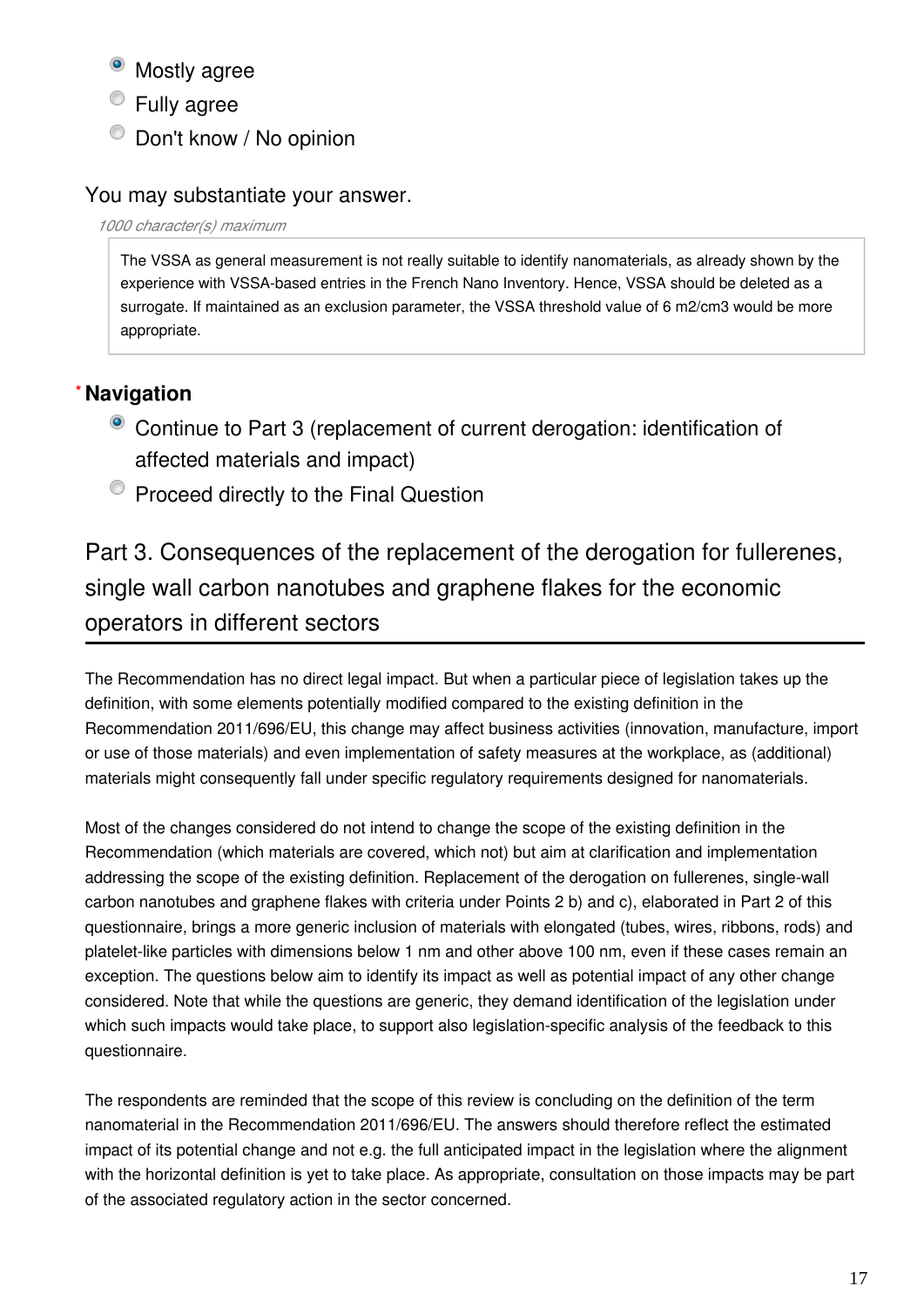- ◉ Mostly agree
- ○ Fully agree
- ○ Don't know / No opinion

You may substantiate your answer.

*1000 character(s) maximum*

> The VSSA as general measurement is not really suitable to identify nanomaterials, as already shown by the experience with VSSA-based entries in the French Nano Inventory. Hence, VSSA should be deleted as a surrogate. If maintained as an exclusion parameter, the VSSA threshold value of 6 m2/cm3 would be more appropriate.

**\* Navigation**

- ◉ Continue to Part 3 (replacement of current derogation: identification of affected materials and impact)
- ○ Proceed directly to the Final Question

## Part 3. Consequences of the replacement of the derogation for fullerenes, single wall carbon nanotubes and graphene flakes for the economic operators in different sectors

The Recommendation has no direct legal impact. But when a particular piece of legislation takes up the definition, with some elements potentially modified compared to the existing definition in the Recommendation 2011/696/EU, this change may affect business activities (innovation, manufacture, import or use of those materials) and even implementation of safety measures at the workplace, as (additional) materials might consequently fall under specific regulatory requirements designed for nanomaterials.

Most of the changes considered do not intend to change the scope of the existing definition in the Recommendation (which materials are covered, which not) but aim at clarification and implementation addressing the scope of the existing definition. Replacement of the derogation on fullerenes, single-wall carbon nanotubes and graphene flakes with criteria under Points 2 b) and c), elaborated in Part 2 of this questionnaire, brings a more generic inclusion of materials with elongated (tubes, wires, ribbons, rods) and platelet-like particles with dimensions below 1 nm and other above 100 nm, even if these cases remain an exception. The questions below aim to identify its impact as well as potential impact of any other change considered. Note that while the questions are generic, they demand identification of the legislation under which such impacts would take place, to support also legislation-specific analysis of the feedback to this questionnaire.

The respondents are reminded that the scope of this review is concluding on the definition of the term nanomaterial in the Recommendation 2011/696/EU. The answers should therefore reflect the estimated impact of its potential change and not e.g. the full anticipated impact in the legislation where the alignment with the horizontal definition is yet to take place. As appropriate, consultation on those impacts may be part of the associated regulatory action in the sector concerned.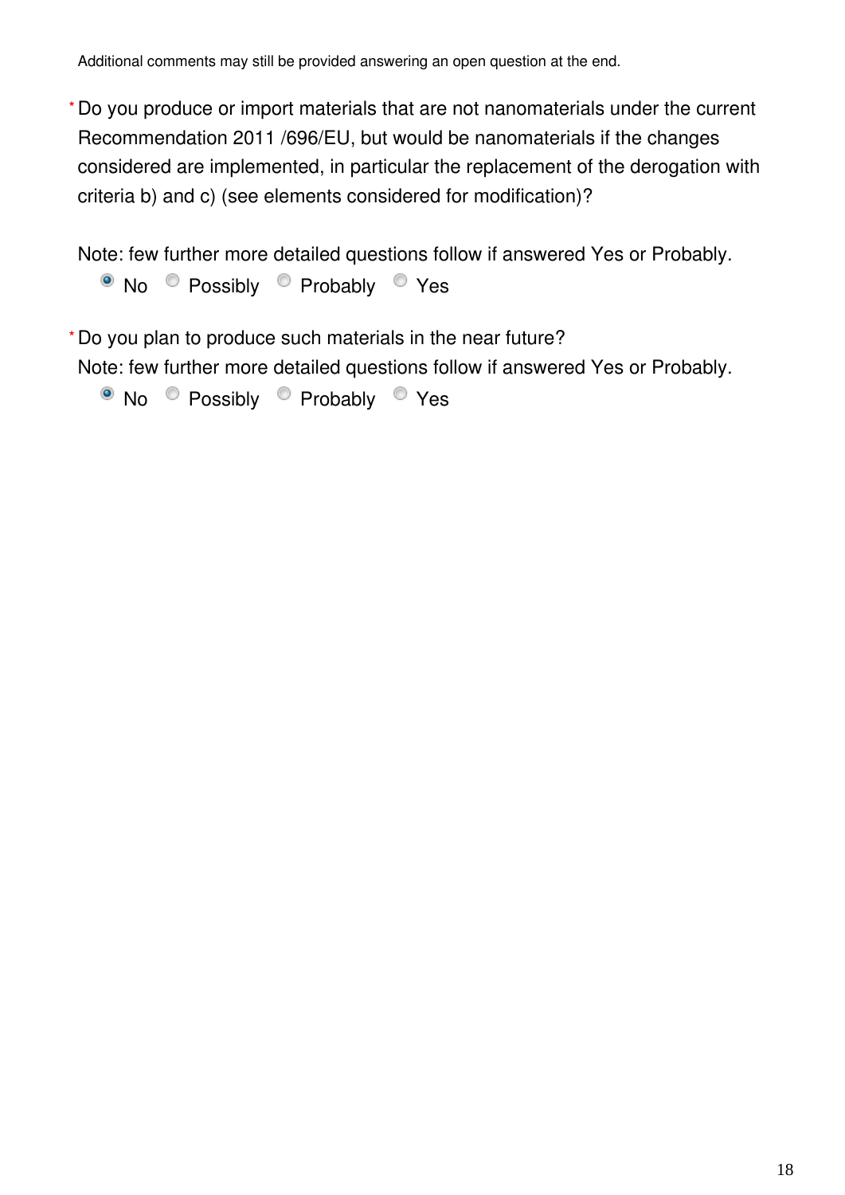Additional comments may still be provided answering an open question at the end.

* Do you produce or import materials that are not nanomaterials under the current Recommendation 2011 /696/EU, but would be nanomaterials if the changes considered are implemented, in particular the replacement of the derogation with criteria b) and c) (see elements considered for modification)?

Note: few further more detailed questions follow if answered Yes or Probably.

- [x] No
- [ ] Possibly
- [ ] Probably
- [ ] Yes

* Do you plan to produce such materials in the near future?

Note: few further more detailed questions follow if answered Yes or Probably.

- [x] No
- [ ] Possibly
- [ ] Probably
- [ ] Yes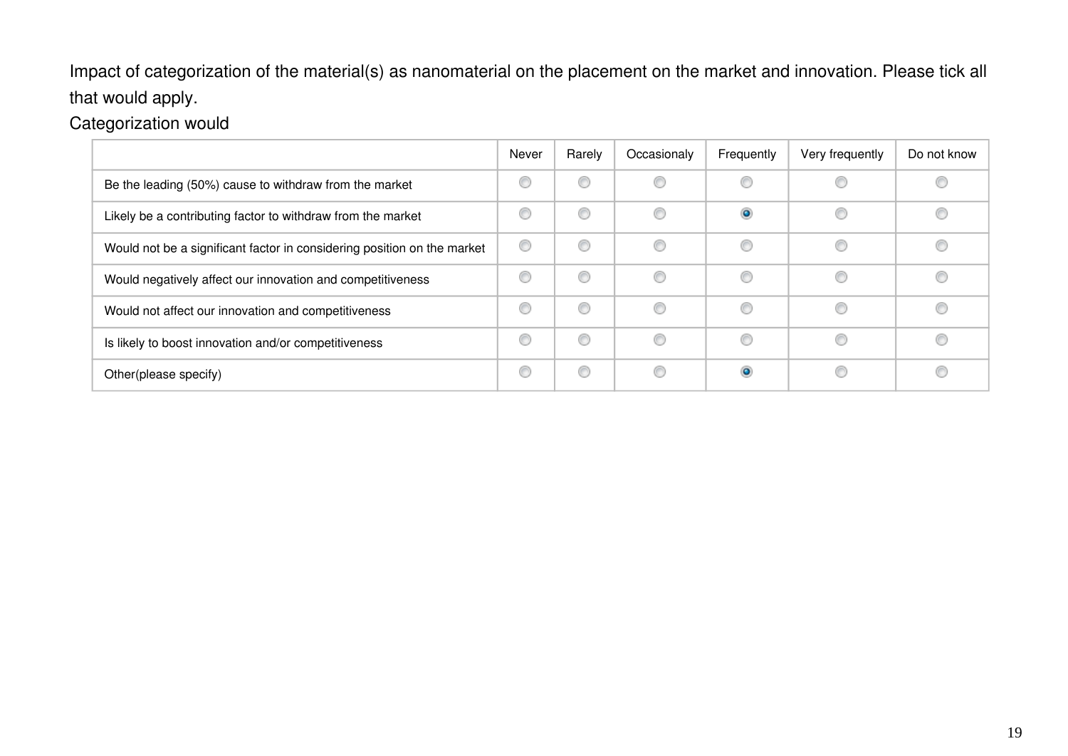Impact of categorization of the material(s) as nanomaterial on the placement on the market and innovation. Please tick all that would apply.

Categorization would

| | Never | Rarely | Occasionaly | Frequently | Very frequently | Do not know |
|---|---|---|---|---|---|---|
| Be the leading (50%) cause to withdraw from the market | ○ | ○ | ○ | ○ | ○ | ○ |
| Likely be a contributing factor to withdraw from the market | ○ | ○ | ○ | ● | ○ | ○ |
| Would not be a significant factor in considering position on the market | ○ | ○ | ○ | ○ | ○ | ○ |
| Would negatively affect our innovation and competitiveness | ○ | ○ | ○ | ○ | ○ | ○ |
| Would not affect our innovation and competitiveness | ○ | ○ | ○ | ○ | ○ | ○ |
| Is likely to boost innovation and/or competitiveness | ○ | ○ | ○ | ○ | ○ | ○ |
| Other(please specify) | ○ | ○ | ○ | ● | ○ | ○ |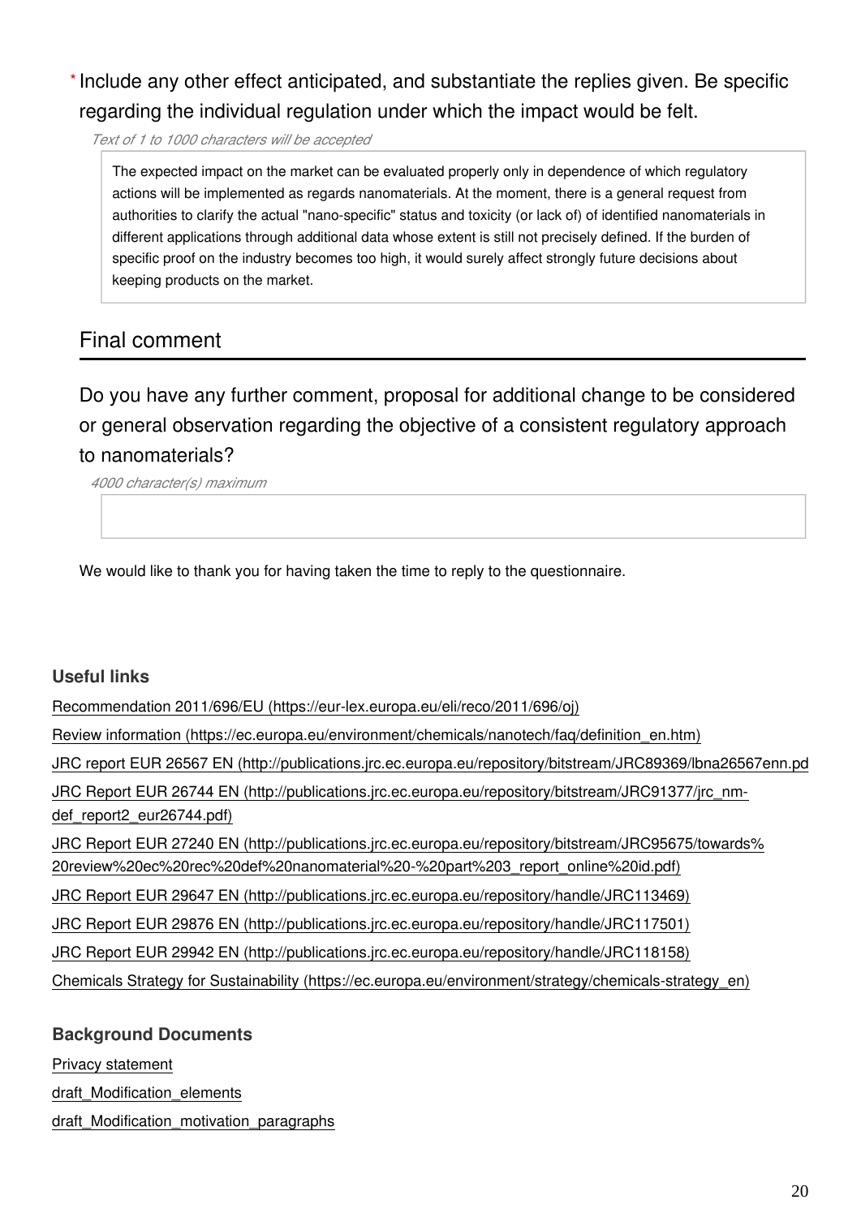* Include any other effect anticipated, and substantiate the replies given. Be specific regarding the individual regulation under which the impact would be felt.

*Text of 1 to 1000 characters will be accepted*

> The expected impact on the market can be evaluated properly only in dependence of which regulatory actions will be implemented as regards nanomaterials. At the moment, there is a general request from authorities to clarify the actual "nano-specific" status and toxicity (or lack of) of identified nanomaterials in different applications through additional data whose extent is still not precisely defined. If the burden of specific proof on the industry becomes too high, it would surely affect strongly future decisions about keeping products on the market.

## Final comment

Do you have any further comment, proposal for additional change to be considered or general observation regarding the objective of a consistent regulatory approach to nanomaterials?

*4000 character(s) maximum*

We would like to thank you for having taken the time to reply to the questionnaire.

### Useful links

[Recommendation 2011/696/EU (https://eur-lex.europa.eu/eli/reco/2011/696/oj)](https://eur-lex.europa.eu/eli/reco/2011/696/oj)

[Review information (https://ec.europa.eu/environment/chemicals/nanotech/faq/definition_en.htm)](https://ec.europa.eu/environment/chemicals/nanotech/faq/definition_en.htm)

[JRC report EUR 26567 EN (http://publications.jrc.ec.europa.eu/repository/bitstream/JRC89369/lbna26567enn.pd](http://publications.jrc.ec.europa.eu/repository/bitstream/JRC89369/lbna26567enn.pdf)

[JRC Report EUR 26744 EN (http://publications.jrc.ec.europa.eu/repository/bitstream/JRC91377/jrc_nm-def_report2_eur26744.pdf)](http://publications.jrc.ec.europa.eu/repository/bitstream/JRC91377/jrc_nm-def_report2_eur26744.pdf)

[JRC Report EUR 27240 EN (http://publications.jrc.ec.europa.eu/repository/bitstream/JRC95675/towards%20review%20ec%20rec%20def%20nanomaterial%20-%20part%203_report_online%20id.pdf)](http://publications.jrc.ec.europa.eu/repository/bitstream/JRC95675/towards%20review%20ec%20rec%20def%20nanomaterial%20-%20part%203_report_online%20id.pdf)

[JRC Report EUR 29647 EN (http://publications.jrc.ec.europa.eu/repository/handle/JRC113469)](http://publications.jrc.ec.europa.eu/repository/handle/JRC113469)

[JRC Report EUR 29876 EN (http://publications.jrc.ec.europa.eu/repository/handle/JRC117501)](http://publications.jrc.ec.europa.eu/repository/handle/JRC117501)

[JRC Report EUR 29942 EN (http://publications.jrc.ec.europa.eu/repository/handle/JRC118158)](http://publications.jrc.ec.europa.eu/repository/handle/JRC118158)

[Chemicals Strategy for Sustainability (https://ec.europa.eu/environment/strategy/chemicals-strategy_en)](https://ec.europa.eu/environment/strategy/chemicals-strategy_en)

### Background Documents

Privacy statement

draft_Modification_elements

draft_Modification_motivation_paragraphs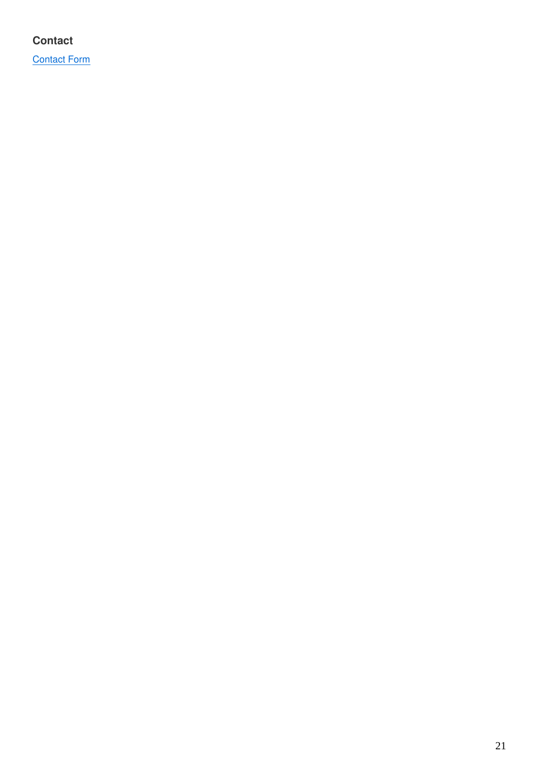### Contact

Contact Form